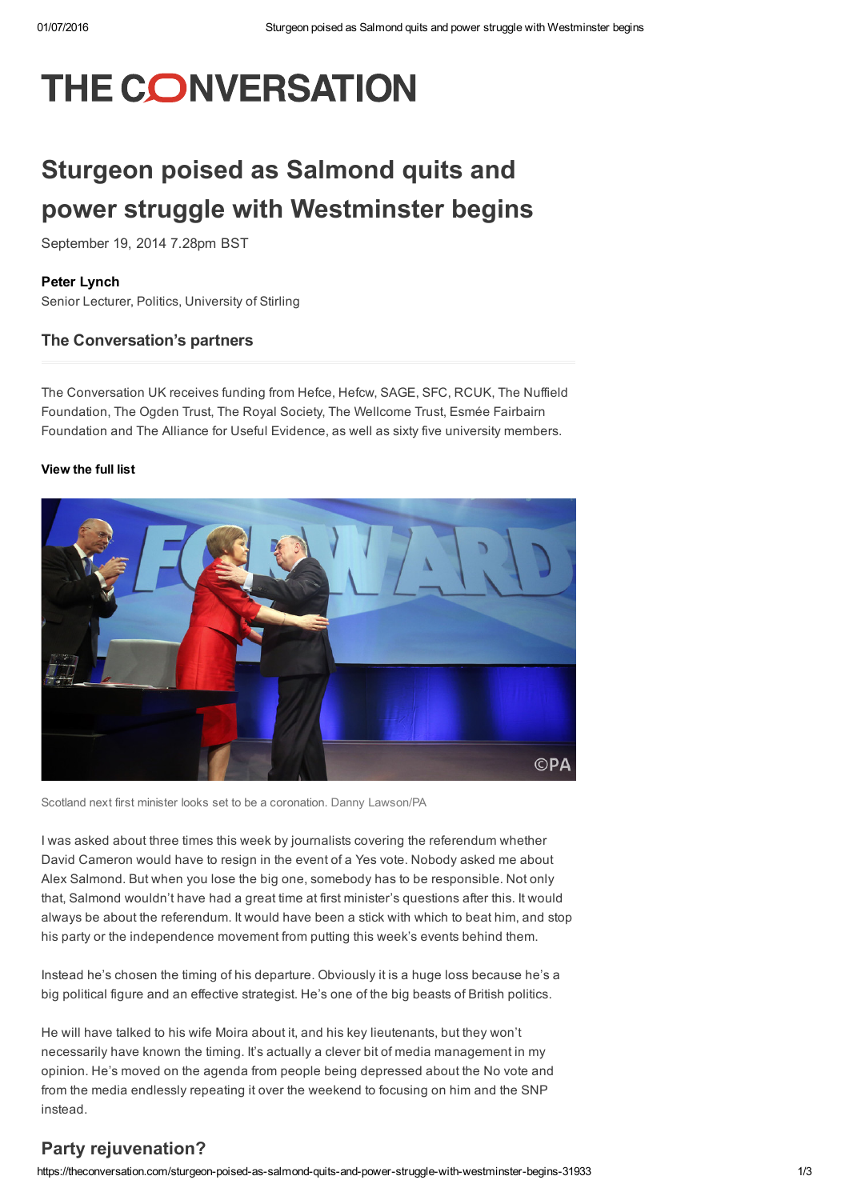# THE CONVERSATION

# Sturgeon poised as Salmond quits and power struggle with Westminster begins

September 19, 2014 7.28pm BST

**Peter Lynch**
Senior Lecturer, Politics, University of Stirling

## The Conversation's partners

The Conversation UK receives funding from Hefce, Hefcw, SAGE, SFC, RCUK, The Nuffield Foundation, The Ogden Trust, The Royal Society, The Wellcome Trust, Esmée Fairbairn Foundation and The Alliance for Useful Evidence, as well as sixty five university members.

**View the full list**

Scotland next first minister looks set to be a coronation. Danny Lawson/PA

I was asked about three times this week by journalists covering the referendum whether David Cameron would have to resign in the event of a Yes vote. Nobody asked me about Alex Salmond. But when you lose the big one, somebody has to be responsible. Not only that, Salmond wouldn't have had a great time at first minister's questions after this. It would always be about the referendum. It would have been a stick with which to beat him, and stop his party or the independence movement from putting this week's events behind them.

Instead he's chosen the timing of his departure. Obviously it is a huge loss because he's a big political figure and an effective strategist. He's one of the big beasts of British politics.

He will have talked to his wife Moira about it, and his key lieutenants, but they won't necessarily have known the timing. It's actually a clever bit of media management in my opinion. He's moved on the agenda from people being depressed about the No vote and from the media endlessly repeating it over the weekend to focusing on him and the SNP instead.

## Party rejuvenation?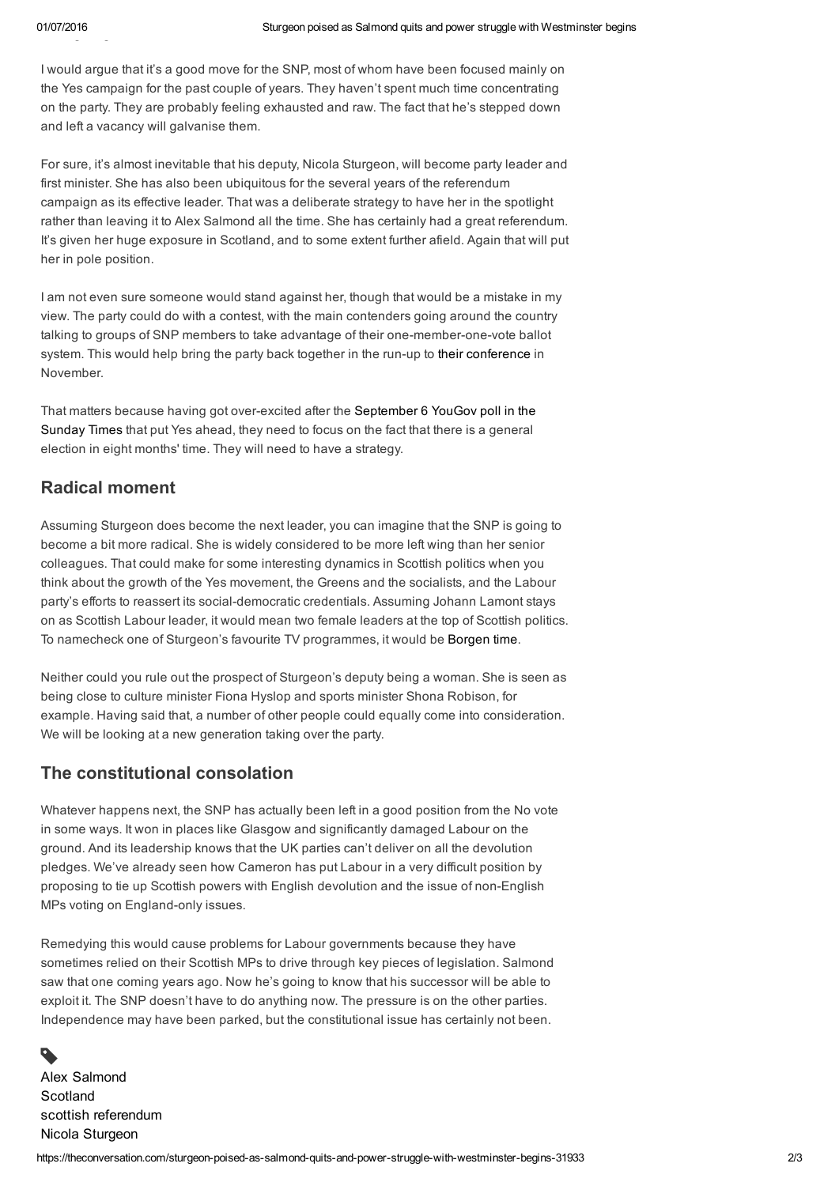I would argue that it's a good move for the SNP, most of whom have been focused mainly on the Yes campaign for the past couple of years. They haven't spent much time concentrating on the party. They are probably feeling exhausted and raw. The fact that he's stepped down and left a vacancy will galvanise them.

For sure, it's almost inevitable that his deputy, Nicola Sturgeon, will become party leader and first minister. She has also been ubiquitous for the several years of the referendum campaign as its effective leader. That was a deliberate strategy to have her in the spotlight rather than leaving it to Alex Salmond all the time. She has certainly had a great referendum. It's given her huge exposure in Scotland, and to some extent further afield. Again that will put her in pole position.

I am not even sure someone would stand against her, though that would be a mistake in my view. The party could do with a contest, with the main contenders going around the country talking to groups of SNP members to take advantage of their one-member-one-vote ballot system. This would help bring the party back together in the run-up to their conference in November.

That matters because having got over-excited after the September 6 YouGov poll in the Sunday Times that put Yes ahead, they need to focus on the fact that there is a general election in eight months' time. They will need to have a strategy.

## Radical moment

Assuming Sturgeon does become the next leader, you can imagine that the SNP is going to become a bit more radical. She is widely considered to be more left wing than her senior colleagues. That could make for some interesting dynamics in Scottish politics when you think about the growth of the Yes movement, the Greens and the socialists, and the Labour party's efforts to reassert its social-democratic credentials. Assuming Johann Lamont stays on as Scottish Labour leader, it would mean two female leaders at the top of Scottish politics. To namecheck one of Sturgeon's favourite TV programmes, it would be Borgen time.

Neither could you rule out the prospect of Sturgeon's deputy being a woman. She is seen as being close to culture minister Fiona Hyslop and sports minister Shona Robison, for example. Having said that, a number of other people could equally come into consideration. We will be looking at a new generation taking over the party.

## The constitutional consolation

Whatever happens next, the SNP has actually been left in a good position from the No vote in some ways. It won in places like Glasgow and significantly damaged Labour on the ground. And its leadership knows that the UK parties can't deliver on all the devolution pledges. We've already seen how Cameron has put Labour in a very difficult position by proposing to tie up Scottish powers with English devolution and the issue of non-English MPs voting on England-only issues.

Remedying this would cause problems for Labour governments because they have sometimes relied on their Scottish MPs to drive through key pieces of legislation. Salmond saw that one coming years ago. Now he's going to know that his successor will be able to exploit it. The SNP doesn't have to do anything now. The pressure is on the other parties. Independence may have been parked, but the constitutional issue has certainly not been.

Alex Salmond
Scotland
scottish referendum
Nicola Sturgeon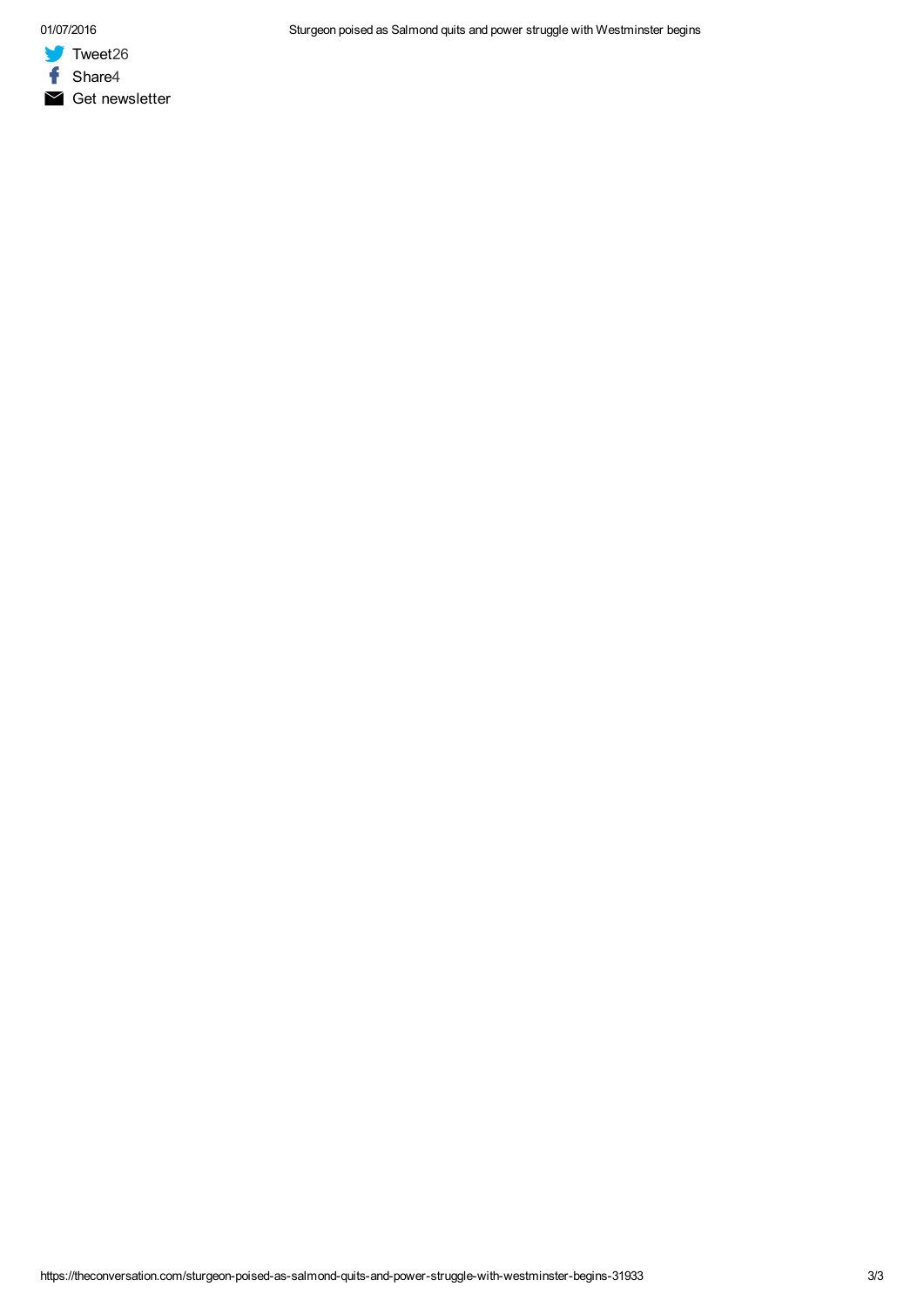Tweet26

Share4

Get newsletter